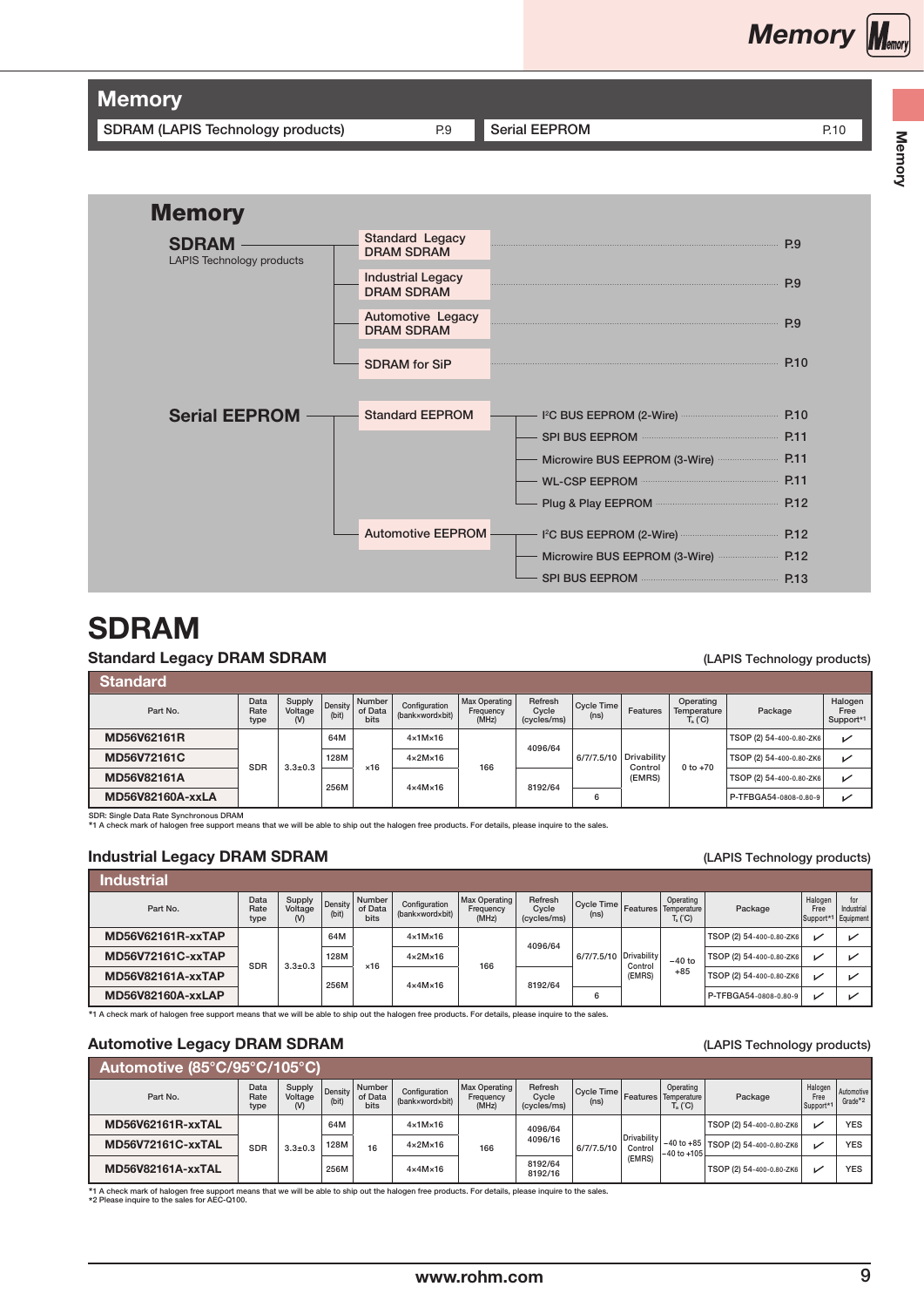# Memory

| SDRAM (LAPIS Technology products) | P.9 | Serial EEPROM | P.10 |
|---|---|---|---|

## Memory

**SDRAM** — LAPIS Technology products
- Standard Legacy DRAM SDRAM ........ P.9
- Industrial Legacy DRAM SDRAM ........ P.9
- Automotive Legacy DRAM SDRAM ........ P.9
- SDRAM for SiP ........ P.10

**Serial EEPROM**
- Standard EEPROM
  - I²C BUS EEPROM (2-Wire) ........ P.10
  - SPI BUS EEPROM ........ P.11
  - Microwire BUS EEPROM (3-Wire) ........ P.11
  - WL-CSP EEPROM ........ P.11
  - Plug & Play EEPROM ........ P.12
- Automotive EEPROM
  - I²C BUS EEPROM (2-Wire) ........ P.12
  - Microwire BUS EEPROM (3-Wire) ........ P.12
  - SPI BUS EEPROM ........ P.13

# SDRAM

## Standard Legacy DRAM SDRAM

(LAPIS Technology products)

### Standard

| Part No. | Data Rate type | Supply Voltage (V) | Density (bit) | Number of Data bits | Configuration (bank×word×bit) | Max Operating Frequency (MHz) | Refresh Cycle (cycles/ms) | Cycle Time (ns) | Features | Operating Temperature $T_a$ (°C) | Package | Halogen Free Support*1 |
|---|---|---|---|---|---|---|---|---|---|---|---|---|
| MD56V62161R | SDR | 3.3±0.3 | 64M | ×16 | 4×1M×16 | 166 | 4096/64 | 6/7/7.5/10 | Drivability Control (EMRS) | 0 to +70 | TSOP (2) 54-400-0.80-ZK6 | ✓ |
| MD56V72161C | | | 128M | | 4×2M×16 | | | | | | TSOP (2) 54-400-0.80-ZK6 | ✓ |
| MD56V82161A | | | 256M | | 4×4M×16 | | 8192/64 | | | | TSOP (2) 54-400-0.80-ZK6 | ✓ |
| MD56V82160A-xxLA | | | | | | | | 6 | | | P-TFBGA54-0808-0.80-9 | ✓ |

SDR: Single Data Rate Synchronous DRAM
*1 A check mark of halogen free support means that we will be able to ship out the halogen free products. For details, please inquire to the sales.

## Industrial Legacy DRAM SDRAM

(LAPIS Technology products)

### Industrial

| Part No. | Data Rate type | Supply Voltage (V) | Density (bit) | Number of Data bits | Configuration (bank×word×bit) | Max Operating Frequency (MHz) | Refresh Cycle (cycles/ms) | Cycle Time (ns) | Features | Operating Temperature $T_a$ (°C) | Package | Halogen Free Support*1 | for Industrial Equipment |
|---|---|---|---|---|---|---|---|---|---|---|---|---|---|
| MD56V62161R-xxTAP | SDR | 3.3±0.3 | 64M | ×16 | 4×1M×16 | 166 | 4096/64 | 6/7/7.5/10 | Drivability Control (EMRS) | −40 to +85 | TSOP (2) 54-400-0.80-ZK6 | ✓ | ✓ |
| MD56V72161C-xxTAP | | | 128M | | 4×2M×16 | | | | | | TSOP (2) 54-400-0.80-ZK6 | ✓ | ✓ |
| MD56V82161A-xxTAP | | | 256M | | 4×4M×16 | | 8192/64 | | | | TSOP (2) 54-400-0.80-ZK6 | ✓ | ✓ |
| MD56V82160A-xxLAP | | | | | | | | 6 | | | P-TFBGA54-0808-0.80-9 | ✓ | ✓ |

*1 A check mark of halogen free support means that we will be able to ship out the halogen free products. For details, please inquire to the sales.

## Automotive Legacy DRAM SDRAM

(LAPIS Technology products)

### Automotive (85°C/95°C/105°C)

| Part No. | Data Rate type | Supply Voltage (V) | Density (bit) | Number of Data bits | Configuration (bank×word×bit) | Max Operating Frequency (MHz) | Refresh Cycle (cycles/ms) | Cycle Time (ns) | Features | Operating Temperature $T_a$ (°C) | Package | Halogen Free Support*1 | Automotive Grade*2 |
|---|---|---|---|---|---|---|---|---|---|---|---|---|---|
| MD56V62161R-xxTAL | SDR | 3.3±0.3 | 64M | 16 | 4×1M×16 | 166 | 4096/64 4096/16 | 6/7/7.5/10 | Drivability Control (EMRS) | −40 to +85 −40 to +105 | TSOP (2) 54-400-0.80-ZK6 | ✓ | YES |
| MD56V72161C-xxTAL | | | 128M | | 4×2M×16 | | | | | | TSOP (2) 54-400-0.80-ZK6 | ✓ | YES |
| MD56V82161A-xxTAL | | | 256M | | 4×4M×16 | | 8192/64 8192/16 | | | | TSOP (2) 54-400-0.80-ZK6 | ✓ | YES |

*1 A check mark of halogen free support means that we will be able to ship out the halogen free products. For details, please inquire to the sales.
*2 Please inquire to the sales for AEC-Q100.

www.rohm.com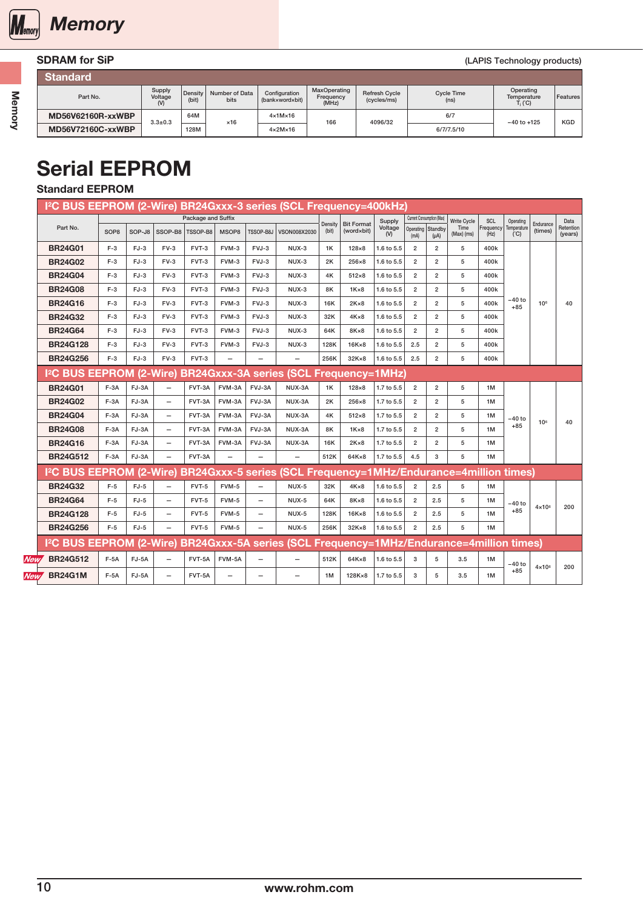# Memory

## SDRAM for SiP

(LAPIS Technology products)

### Standard

| Part No. | Supply Voltage (V) | Density (bit) | Number of Data bits | Configuration (bank×word×bit) | MaxOperating Frequency (MHz) | Refresh Cycle (cycles/ms) | Cycle Time (ns) | Operating Temperature $T_j$ (°C) | Features |
|---|---|---|---|---|---|---|---|---|---|
| MD56V62160R-xxWBP | 3.3±0.3 | 64M | ×16 | 4×1M×16 | 166 | 4096/32 | 6/7 | −40 to +125 | KGD |
| MD56V72160C-xxWBP | | 128M | | 4×2M×16 | | | 6/7/7.5/10 | | |

# Serial EEPROM

## Standard EEPROM

| Part No. | Package and Suffix | | | | | | | Density (bit) | Bit Format (word×bit) | Supply Voltage (V) | Current Consumption (Max) | | Write Cycle Time (Max) (ms) | SCL Frequency (Hz) | Operating Temperature (°C) | Endurance (times) | Data Retention (years) |
|---|---|---|---|---|---|---|---|---|---|---|---|---|---|---|---|---|---|
| | SOP8 | SOP-J8 | SSOP-B8 | TSSOP-B8 | MSOP8 | TSSOP-B8J | VSON008X2030 | | | | Operating (mA) | Standby (µA) | | | | | |
| **I²C BUS EEPROM (2-Wire) BR24Gxxx-3 series (SCL Frequency=400kHz)** | | | | | | | | | | | | | | | | | |
| BR24G01 | F-3 | FJ-3 | FV-3 | FVT-3 | FVM-3 | FVJ-3 | NUX-3 | 1K | 128×8 | 1.6 to 5.5 | 2 | 2 | 5 | 400k | −40 to +85 | $10^6$ | 40 |
| BR24G02 | F-3 | FJ-3 | FV-3 | FVT-3 | FVM-3 | FVJ-3 | NUX-3 | 2K | 256×8 | 1.6 to 5.5 | 2 | 2 | 5 | 400k | | | |
| BR24G04 | F-3 | FJ-3 | FV-3 | FVT-3 | FVM-3 | FVJ-3 | NUX-3 | 4K | 512×8 | 1.6 to 5.5 | 2 | 2 | 5 | 400k | | | |
| BR24G08 | F-3 | FJ-3 | FV-3 | FVT-3 | FVM-3 | FVJ-3 | NUX-3 | 8K | 1K×8 | 1.6 to 5.5 | 2 | 2 | 5 | 400k | | | |
| BR24G16 | F-3 | FJ-3 | FV-3 | FVT-3 | FVM-3 | FVJ-3 | NUX-3 | 16K | 2K×8 | 1.6 to 5.5 | 2 | 2 | 5 | 400k | | | |
| BR24G32 | F-3 | FJ-3 | FV-3 | FVT-3 | FVM-3 | FVJ-3 | NUX-3 | 32K | 4K×8 | 1.6 to 5.5 | 2 | 2 | 5 | 400k | | | |
| BR24G64 | F-3 | FJ-3 | FV-3 | FVT-3 | FVM-3 | FVJ-3 | NUX-3 | 64K | 8K×8 | 1.6 to 5.5 | 2 | 2 | 5 | 400k | | | |
| BR24G128 | F-3 | FJ-3 | FV-3 | FVT-3 | FVM-3 | FVJ-3 | NUX-3 | 128K | 16K×8 | 1.6 to 5.5 | 2.5 | 2 | 5 | 400k | | | |
| BR24G256 | F-3 | FJ-3 | FV-3 | FVT-3 | – | – | – | 256K | 32K×8 | 1.6 to 5.5 | 2.5 | 2 | 5 | 400k | | | |
| **I²C BUS EEPROM (2-Wire) BR24Gxxx-3A series (SCL Frequency=1MHz)** | | | | | | | | | | | | | | | | | |
| BR24G01 | F-3A | FJ-3A | – | FVT-3A | FVM-3A | FVJ-3A | NUX-3A | 1K | 128×8 | 1.7 to 5.5 | 2 | 2 | 5 | 1M | −40 to +85 | $10^6$ | 40 |
| BR24G02 | F-3A | FJ-3A | – | FVT-3A | FVM-3A | FVJ-3A | NUX-3A | 2K | 256×8 | 1.7 to 5.5 | 2 | 2 | 5 | 1M | | | |
| BR24G04 | F-3A | FJ-3A | – | FVT-3A | FVM-3A | FVJ-3A | NUX-3A | 4K | 512×8 | 1.7 to 5.5 | 2 | 2 | 5 | 1M | | | |
| BR24G08 | F-3A | FJ-3A | – | FVT-3A | FVM-3A | FVJ-3A | NUX-3A | 8K | 1K×8 | 1.7 to 5.5 | 2 | 2 | 5 | 1M | | | |
| BR24G16 | F-3A | FJ-3A | – | FVT-3A | FVM-3A | FVJ-3A | NUX-3A | 16K | 2K×8 | 1.7 to 5.5 | 2 | 2 | 5 | 1M | | | |
| BR24G512 | F-3A | FJ-3A | – | FVT-3A | – | – | – | 512K | 64K×8 | 1.7 to 5.5 | 4.5 | 3 | 5 | 1M | | | |
| **I²C BUS EEPROM (2-Wire) BR24Gxxx-5 series (SCL Frequency=1MHz/Endurance=4million times)** | | | | | | | | | | | | | | | | | |
| BR24G32 | F-5 | FJ-5 | – | FVT-5 | FVM-5 | – | NUX-5 | 32K | 4K×8 | 1.6 to 5.5 | 2 | 2.5 | 5 | 1M | −40 to +85 | $4{\times}10^6$ | 200 |
| BR24G64 | F-5 | FJ-5 | – | FVT-5 | FVM-5 | – | NUX-5 | 64K | 8K×8 | 1.6 to 5.5 | 2 | 2.5 | 5 | 1M | | | |
| BR24G128 | F-5 | FJ-5 | – | FVT-5 | FVM-5 | – | NUX-5 | 128K | 16K×8 | 1.6 to 5.5 | 2 | 2.5 | 5 | 1M | | | |
| BR24G256 | F-5 | FJ-5 | – | FVT-5 | FVM-5 | – | NUX-5 | 256K | 32K×8 | 1.6 to 5.5 | 2 | 2.5 | 5 | 1M | | | |
| **I²C BUS EEPROM (2-Wire) BR24Gxxx-5A series (SCL Frequency=1MHz/Endurance=4million times)** | | | | | | | | | | | | | | | | | |
| New BR24G512 | F-5A | FJ-5A | – | FVT-5A | FVM-5A | – | – | 512K | 64K×8 | 1.6 to 5.5 | 3 | 5 | 3.5 | 1M | −40 to +85 | $4{\times}10^6$ | 200 |
| New BR24G1M | F-5A | FJ-5A | – | FVT-5A | – | – | – | 1M | 128K×8 | 1.7 to 5.5 | 3 | 5 | 3.5 | 1M | | | |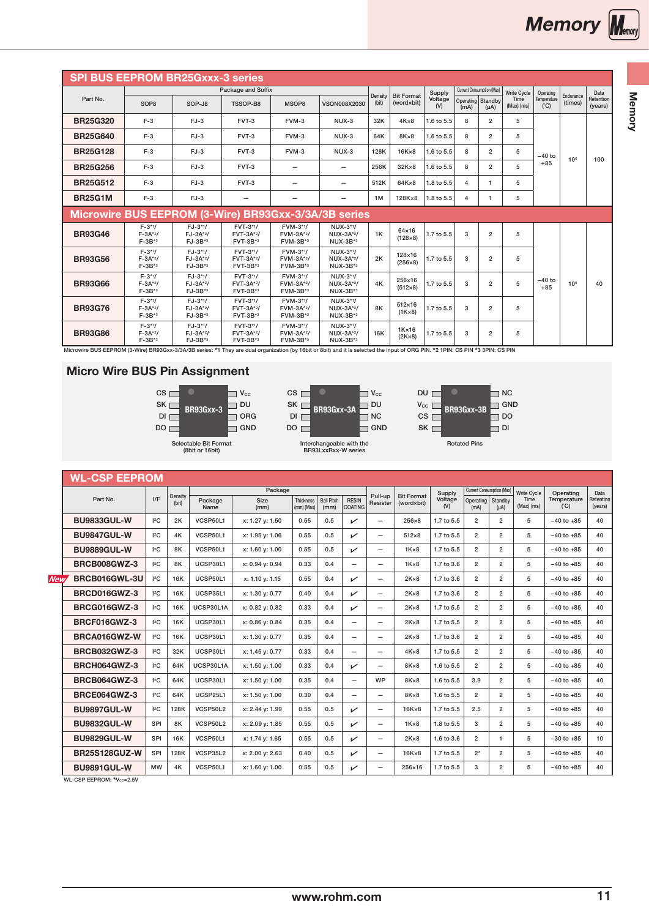## SPI BUS EEPROM BR25Gxxx-3 series

| Part No. | Package and Suffix | | | | | Density (bit) | Bit Format (word×bit) | Supply Voltage (V) | Current Consumption (Max) | | Write Cycle Time (Max) (ms) | Operating Temperature (°C) | Endurance (times) | Data Retention (years) |
|---|---|---|---|---|---|---|---|---|---|---|---|---|---|---|
| | SOP8 | SOP-J8 | TSSOP-B8 | MSOP8 | VSON008X2030 | | | | Operating (mA) | Standby (µA) | | | | |
| **BR25G320** | F-3 | FJ-3 | FVT-3 | FVM-3 | NUX-3 | 32K | 4K×8 | 1.6 to 5.5 | 8 | 2 | 5 | −40 to +85 | $10^6$ | 100 |
| **BR25G640** | F-3 | FJ-3 | FVT-3 | FVM-3 | NUX-3 | 64K | 8K×8 | 1.6 to 5.5 | 8 | 2 | 5 | | | |
| **BR25G128** | F-3 | FJ-3 | FVT-3 | FVM-3 | NUX-3 | 128K | 16K×8 | 1.6 to 5.5 | 8 | 2 | 5 | | | |
| **BR25G256** | F-3 | FJ-3 | FVT-3 | – | – | 256K | 32K×8 | 1.6 to 5.5 | 8 | 2 | 5 | | | |
| **BR25G512** | F-3 | FJ-3 | FVT-3 | – | – | 512K | 64K×8 | 1.8 to 5.5 | 4 | 1 | 5 | | | |
| **BR25G1M** | F-3 | FJ-3 | – | – | – | 1M | 128K×8 | 1.8 to 5.5 | 4 | 1 | 5 | | | |

## Microwire BUS EEPROM (3-Wire) BR93Gxx-3/3A/3B series

| Part No. | SOP8 | SOP-J8 | TSSOP-B8 | MSOP8 | VSON008X2030 | Density (bit) | Bit Format (word×bit) | Supply Voltage (V) | Operating (mA) | Standby (µA) | Write Cycle Time (Max) (ms) | Operating Temperature (°C) | Endurance (times) | Data Retention (years) |
|---|---|---|---|---|---|---|---|---|---|---|---|---|---|---|
| **BR93G46** | F-3*1/ F-3A*2/ F-3B*3 | FJ-3*1/ FJ-3A*2/ FJ-3B*3 | FVT-3*1/ FVT-3A*2/ FVT-3B*3 | FVM-3*1/ FVM-3A*2/ FVM-3B*3 | NUX-3*1/ NUX-3A*2/ NUX-3B*3 | 1K | 64×16 (128×8) | 1.7 to 5.5 | 3 | 2 | 5 | −40 to +85 | $10^6$ | 40 |
| **BR93G56** | F-3*1/ F-3A*2/ F-3B*3 | FJ-3*1/ FJ-3A*2/ FJ-3B*3 | FVT-3*1/ FVT-3A*2/ FVT-3B*3 | FVM-3*1/ FVM-3A*2/ FVM-3B*3 | NUX-3*1/ NUX-3A*2/ NUX-3B*3 | 2K | 128×16 (256×8) | 1.7 to 5.5 | 3 | 2 | 5 | | | |
| **BR93G66** | F-3*1/ F-3A*2/ F-3B*3 | FJ-3*1/ FJ-3A*2/ FJ-3B*3 | FVT-3*1/ FVT-3A*2/ FVT-3B*3 | FVM-3*1/ FVM-3A*2/ FVM-3B*3 | NUX-3*1/ NUX-3A*2/ NUX-3B*3 | 4K | 256×16 (512×8) | 1.7 to 5.5 | 3 | 2 | 5 | | | |
| **BR93G76** | F-3*1/ F-3A*2/ F-3B*3 | FJ-3*1/ FJ-3A*2/ FJ-3B*3 | FVT-3*1/ FVT-3A*2/ FVT-3B*3 | FVM-3*1/ FVM-3A*2/ FVM-3B*3 | NUX-3*1/ NUX-3A*2/ NUX-3B*3 | 8K | 512×16 (1K×8) | 1.7 to 5.5 | 3 | 2 | 5 | | | |
| **BR93G86** | F-3*1/ F-3A*2/ F-3B*3 | FJ-3*1/ FJ-3A*2/ FJ-3B*3 | FVT-3*1/ FVT-3A*2/ FVT-3B*3 | FVM-3*1/ FVM-3A*2/ FVM-3B*3 | NUX-3*1/ NUX-3A*2/ NUX-3B*3 | 16K | 1K×16 (2K×8) | 1.7 to 5.5 | 3 | 2 | 5 | | | |

Microwire BUS EEPROM (3-Wire) BR93Gxx-3/3A/3B series: *1 They are dual organization (by 16bit or 8bit) and it is selected the input of ORG PIN. *2 1PIN: CS PIN *3 3PIN: CS PIN

## Micro Wire BUS Pin Assignment

**BR93Gxx-3**: CS, SK, DI, DO / $V_{CC}$, DU, ORG, GND
Selectable Bit Format (8bit or 16bit)

**BR93Gxx-3A**: CS, SK, DI, DO / $V_{CC}$, DU, NC, GND
Interchangeable with the BR93LxxRxx-W series

**BR93Gxx-3B**: DU, $V_{CC}$, CS, SK / NC, GND, DO, DI
Rotated Pins

## WL-CSP EEPROM

| Part No. | I/F | Density (bit) | Package Name | Size (mm) | Thickness (mm) (Max) | Ball Pitch (mm) | RESIN COATING | Pull-up Resistor | Bit Format (word×bit) | Supply Voltage (V) | Operating (mA) | Standby (µA) | Write Cycle Time (Max) (ms) | Operating Temperature (°C) | Data Retention (years) |
|---|---|---|---|---|---|---|---|---|---|---|---|---|---|---|---|
| **BU9833GUL-W** | I²C | 2K | VCSP50L1 | x: 1.27 y: 1.50 | 0.55 | 0.5 | ✓ | – | 256×8 | 1.7 to 5.5 | 2 | 2 | 5 | −40 to +85 | 40 |
| **BU9847GUL-W** | I²C | 4K | VCSP50L1 | x: 1.95 y: 1.06 | 0.55 | 0.5 | ✓ | – | 512×8 | 1.7 to 5.5 | 2 | 2 | 5 | −40 to +85 | 40 |
| **BU9889GUL-W** | I²C | 8K | VCSP50L1 | x: 1.60 y: 1.00 | 0.55 | 0.5 | ✓ | – | 1K×8 | 1.7 to 5.5 | 2 | 2 | 5 | −40 to +85 | 40 |
| **BRCB008GWZ-3** | I²C | 8K | UCSP30L1 | x: 0.94 y: 0.94 | 0.33 | 0.4 | – | – | 1K×8 | 1.7 to 3.6 | 2 | 2 | 5 | −40 to +85 | 40 |
| New **BRCB016GWL-3U** | I²C | 16K | UCSP50L1 | x: 1.10 y: 1.15 | 0.55 | 0.4 | ✓ | – | 2K×8 | 1.7 to 3.6 | 2 | 2 | 5 | −40 to +85 | 40 |
| **BRCD016GWZ-3** | I²C | 16K | UCSP35L1 | x: 1.30 y: 0.77 | 0.40 | 0.4 | ✓ | – | 2K×8 | 1.7 to 3.6 | 2 | 2 | 5 | −40 to +85 | 40 |
| **BRCG016GWZ-3** | I²C | 16K | UCSP30L1A | x: 0.82 y: 0.82 | 0.33 | 0.4 | ✓ | – | 2K×8 | 1.7 to 5.5 | 2 | 2 | 5 | −40 to +85 | 40 |
| **BRCF016GWZ-3** | I²C | 16K | UCSP30L1 | x: 0.86 y: 0.84 | 0.35 | 0.4 | – | – | 2K×8 | 1.7 to 5.5 | 2 | 2 | 5 | −40 to +85 | 40 |
| **BRCA016GWZ-W** | I²C | 16K | UCSP30L1 | x: 1.30 y: 0.77 | 0.35 | 0.4 | – | – | 2K×8 | 1.7 to 3.6 | 2 | 2 | 5 | −40 to +85 | 40 |
| **BRCB032GWZ-3** | I²C | 32K | UCSP30L1 | x: 1.45 y: 0.77 | 0.33 | 0.4 | – | – | 4K×8 | 1.7 to 5.5 | 2 | 2 | 5 | −40 to +85 | 40 |
| **BRCH064GWZ-3** | I²C | 64K | UCSP30L1A | x: 1.50 y: 1.00 | 0.33 | 0.4 | ✓ | – | 8K×8 | 1.6 to 5.5 | 2 | 2 | 5 | −40 to +85 | 40 |
| **BRCB064GWZ-3** | I²C | 64K | UCSP30L1 | x: 1.50 y: 1.00 | 0.35 | 0.4 | – | WP | 8K×8 | 1.6 to 5.5 | 3.9 | 2 | 5 | −40 to +85 | 40 |
| **BRCE064GWZ-3** | I²C | 64K | UCSP25L1 | x: 1.50 y: 1.00 | 0.30 | 0.4 | – | – | 8K×8 | 1.6 to 5.5 | 2 | 2 | 5 | −40 to +85 | 40 |
| **BU9897GUL-W** | I²C | 128K | VCSP50L2 | x: 2.44 y: 1.99 | 0.55 | 0.5 | ✓ | – | 16K×8 | 1.7 to 5.5 | 2.5 | 2 | 5 | −40 to +85 | 40 |
| **BU9832GUL-W** | SPI | 8K | VCSP50L2 | x: 2.09 y: 1.85 | 0.55 | 0.5 | ✓ | – | 1K×8 | 1.8 to 5.5 | 3 | 2 | 5 | −40 to +85 | 40 |
| **BU9829GUL-W** | SPI | 16K | VCSP50L1 | x: 1.74 y: 1.65 | 0.55 | 0.5 | ✓ | – | 2K×8 | 1.6 to 5.5 | 2 | 1 | 5 | −30 to +85 | 10 |
| **BR25S128GUZ-W** | SPI | 128K | VCSP35L2 | x: 2.00 y: 2.63 | 0.40 | 0.5 | ✓ | – | 16K×8 | 1.7 to 5.5 | 2* | 2 | 5 | −40 to +85 | 40 |
| **BU9891GUL-W** | MW | 4K | VCSP50L1 | x: 1.60 y: 1.00 | 0.55 | 0.5 | ✓ | – | 256×16 | 1.7 to 5.5 | 3 | 2 | 5 | −40 to +85 | 40 |

WL-CSP EEPROM: *$V_{CC}$=2.5V

www.rohm.com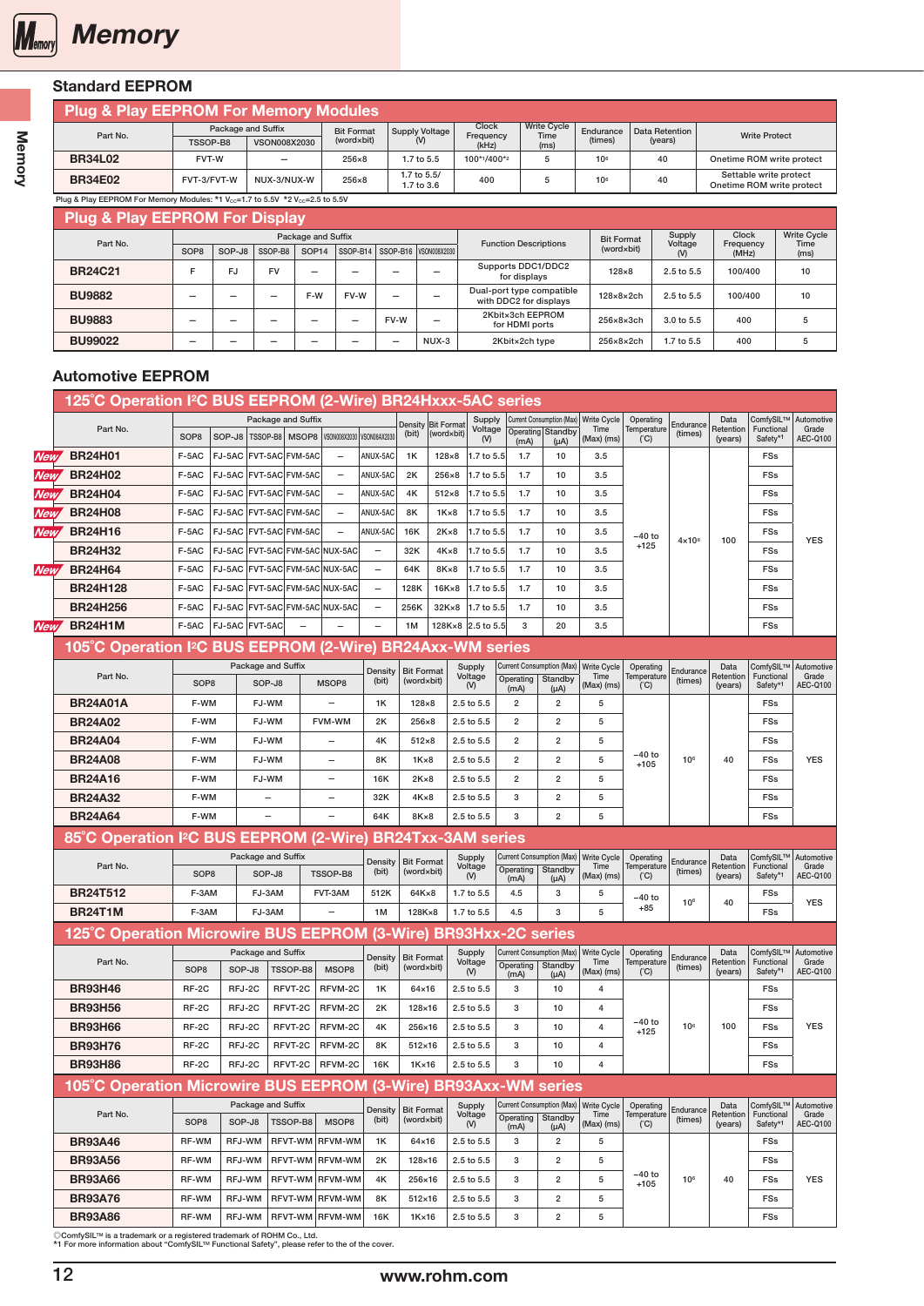# Memory

## Standard EEPROM

### Plug & Play EEPROM For Memory Modules

| Part No. | Package and Suffix | | Bit Format (word×bit) | Supply Voltage (V) | Clock Frequency (kHz) | Write Cycle Time (ms) | Endurance (times) | Data Retention (years) | Write Protect |
|---|---|---|---|---|---|---|---|---|---|
| | TSSOP-B8 | VSON008X2030 | | | | | | | |
| **BR34L02** | FVT-W | – | 256×8 | 1.7 to 5.5 | 100*1/400*2 | 5 | $10^6$ | 40 | Onetime ROM write protect |
| **BR34E02** | FVT-3/FVT-W | NUX-3/NUX-W | 256×8 | 1.7 to 5.5/ 1.7 to 3.6 | 400 | 5 | $10^6$ | 40 | Settable write protect Onetime ROM write protect |

Plug & Play EEPROM For Memory Modules: *1 $V_{CC}$=1.7 to 5.5V *2 $V_{CC}$=2.5 to 5.5V

### Plug & Play EEPROM For Display

| Part No. | Package and Suffix | | | | | | | Function Descriptions | Bit Format (word×bit) | Supply Voltage (V) | Clock Frequency (MHz) | Write Cycle Time (ms) |
|---|---|---|---|---|---|---|---|---|---|---|---|---|
| | SOP8 | SOP-J8 | SSOP-B8 | SOP14 | SSOP-B14 | SSOP-B16 | VSON008X2030 | | | | | |
| **BR24C21** | F | FJ | FV | – | – | – | – | Supports DDC1/DDC2 for displays | 128×8 | 2.5 to 5.5 | 100/400 | 10 |
| **BU9882** | – | – | – | F-W | FV-W | – | – | Dual-port type compatible with DDC2 for displays | 128×8×2ch | 2.5 to 5.5 | 100/400 | 10 |
| **BU9883** | – | – | – | – | – | FV-W | – | 2Kbit×3ch EEPROM for HDMI ports | 256×8×3ch | 3.0 to 5.5 | 400 | 5 |
| **BU99022** | – | – | – | – | – | – | NUX-3 | 2Kbit×2ch type | 256×8×2ch | 1.7 to 5.5 | 400 | 5 |

## Automotive EEPROM

### 125˚C Operation I²C BUS EEPROM (2-Wire) BR24Hxxx-5AC series

| Part No. | Package and Suffix | | | | | | Density (bit) | Bit Format (word×bit) | Supply Voltage (V) | Current Consumption (Max) Operating (mA) | Current Consumption (Max) Standby (µA) | Write Cycle Time (Max) (ms) | Operating Temperature (˚C) | Endurance (times) | Data Retention (years) | ComfySIL™ Functional Safety*1 | Automotive Grade AEC-Q100 |
|---|---|---|---|---|---|---|---|---|---|---|---|---|---|---|---|---|---|
| | SOP8 | SOP-J8 | TSSOP-B8 | MSOP8 | VSON008X2030 | VSON08AX2030 | | | | | | | | | | | |
| New **BR24H01** | F-5AC | FJ-5AC | FVT-5AC | FVM-5AC | – | ANUX-5AC | 1K | 128×8 | 1.7 to 5.5 | 1.7 | 10 | 3.5 | −40 to +125 | 4×$10^6$ | 100 | FSs | YES |
| New **BR24H02** | F-5AC | FJ-5AC | FVT-5AC | FVM-5AC | – | ANUX-5AC | 2K | 256×8 | 1.7 to 5.5 | 1.7 | 10 | 3.5 | | | | FSs | |
| New **BR24H04** | F-5AC | FJ-5AC | FVT-5AC | FVM-5AC | – | ANUX-5AC | 4K | 512×8 | 1.7 to 5.5 | 1.7 | 10 | 3.5 | | | | FSs | |
| New **BR24H08** | F-5AC | FJ-5AC | FVT-5AC | FVM-5AC | – | ANUX-5AC | 8K | 1K×8 | 1.7 to 5.5 | 1.7 | 10 | 3.5 | | | | FSs | |
| New **BR24H16** | F-5AC | FJ-5AC | FVT-5AC | FVM-5AC | – | ANUX-5AC | 16K | 2K×8 | 1.7 to 5.5 | 1.7 | 10 | 3.5 | | | | FSs | |
| **BR24H32** | F-5AC | FJ-5AC | FVT-5AC | FVM-5AC | NUX-5AC | – | 32K | 4K×8 | 1.7 to 5.5 | 1.7 | 10 | 3.5 | | | | FSs | |
| New **BR24H64** | F-5AC | FJ-5AC | FVT-5AC | FVM-5AC | NUX-5AC | – | 64K | 8K×8 | 1.7 to 5.5 | 1.7 | 10 | 3.5 | | | | FSs | |
| **BR24H128** | F-5AC | FJ-5AC | FVT-5AC | FVM-5AC | NUX-5AC | – | 128K | 16K×8 | 1.7 to 5.5 | 1.7 | 10 | 3.5 | | | | FSs | |
| **BR24H256** | F-5AC | FJ-5AC | FVT-5AC | FVM-5AC | NUX-5AC | – | 256K | 32K×8 | 1.7 to 5.5 | 1.7 | 10 | 3.5 | | | | FSs | |
| New **BR24H1M** | F-5AC | FJ-5AC | FVT-5AC | – | – | – | 1M | 128K×8 | 2.5 to 5.5 | 3 | 20 | 3.5 | | | | FSs | |

### 105˚C Operation I²C BUS EEPROM (2-Wire) BR24Axx-WM series

| Part No. | Package and Suffix | | | Density (bit) | Bit Format (word×bit) | Supply Voltage (V) | Current Consumption (Max) Operating (mA) | Current Consumption (Max) Standby (µA) | Write Cycle Time (Max) (ms) | Operating Temperature (˚C) | Endurance (times) | Data Retention (years) | ComfySIL™ Functional Safety*1 | Automotive Grade AEC-Q100 |
|---|---|---|---|---|---|---|---|---|---|---|---|---|---|---|
| | SOP8 | SOP-J8 | MSOP8 | | | | | | | | | | | |
| **BR24A01A** | F-WM | FJ-WM | – | 1K | 128×8 | 2.5 to 5.5 | 2 | 2 | 5 | −40 to +105 | $10^6$ | 40 | FSs | YES |
| **BR24A02** | F-WM | FJ-WM | FVM-WM | 2K | 256×8 | 2.5 to 5.5 | 2 | 2 | 5 | | | | FSs | |
| **BR24A04** | F-WM | FJ-WM | – | 4K | 512×8 | 2.5 to 5.5 | 2 | 2 | 5 | | | | FSs | |
| **BR24A08** | F-WM | FJ-WM | – | 8K | 1K×8 | 2.5 to 5.5 | 2 | 2 | 5 | | | | FSs | |
| **BR24A16** | F-WM | FJ-WM | – | 16K | 2K×8 | 2.5 to 5.5 | 2 | 2 | 5 | | | | FSs | |
| **BR24A32** | F-WM | – | – | 32K | 4K×8 | 2.5 to 5.5 | 3 | 2 | 5 | | | | FSs | |
| **BR24A64** | F-WM | – | – | 64K | 8K×8 | 2.5 to 5.5 | 3 | 2 | 5 | | | | FSs | |

### 85˚C Operation I²C BUS EEPROM (2-Wire) BR24Txx-3AM series

| Part No. | Package and Suffix | | | Density (bit) | Bit Format (word×bit) | Supply Voltage (V) | Current Consumption (Max) Operating (mA) | Current Consumption (Max) Standby (µA) | Write Cycle Time (Max) (ms) | Operating Temperature (˚C) | Endurance (times) | Data Retention (years) | ComfySIL™ Functional Safety*1 | Automotive Grade AEC-Q100 |
|---|---|---|---|---|---|---|---|---|---|---|---|---|---|---|
| | SOP8 | SOP-J8 | TSSOP-B8 | | | | | | | | | | | |
| **BR24T512** | F-3AM | FJ-3AM | FVT-3AM | 512K | 64K×8 | 1.7 to 5.5 | 4.5 | 3 | 5 | −40 to +85 | $10^6$ | 40 | FSs | YES |
| **BR24T1M** | F-3AM | FJ-3AM | – | 1M | 128K×8 | 1.7 to 5.5 | 4.5 | 3 | 5 | | | | FSs | |

### 125˚C Operation Microwire BUS EEPROM (3-Wire) BR93Hxx-2C series

| Part No. | Package and Suffix | | | | Density (bit) | Bit Format (word×bit) | Supply Voltage (V) | Current Consumption (Max) Operating (mA) | Current Consumption (Max) Standby (µA) | Write Cycle Time (Max) (ms) | Operating Temperature (˚C) | Endurance (times) | Data Retention (years) | ComfySIL™ Functional Safety*1 | Automotive Grade AEC-Q100 |
|---|---|---|---|---|---|---|---|---|---|---|---|---|---|---|---|
| | SOP8 | SOP-J8 | TSSOP-B8 | MSOP8 | | | | | | | | | | | |
| **BR93H46** | RF-2C | RFJ-2C | RFVT-2C | RFVM-2C | 1K | 64×16 | 2.5 to 5.5 | 3 | 10 | 4 | −40 to +125 | $10^6$ | 100 | FSs | YES |
| **BR93H56** | RF-2C | RFJ-2C | RFVT-2C | RFVM-2C | 2K | 128×16 | 2.5 to 5.5 | 3 | 10 | 4 | | | | FSs | |
| **BR93H66** | RF-2C | RFJ-2C | RFVT-2C | RFVM-2C | 4K | 256×16 | 2.5 to 5.5 | 3 | 10 | 4 | | | | FSs | |
| **BR93H76** | RF-2C | RFJ-2C | RFVT-2C | RFVM-2C | 8K | 512×16 | 2.5 to 5.5 | 3 | 10 | 4 | | | | FSs | |
| **BR93H86** | RF-2C | RFJ-2C | RFVT-2C | RFVM-2C | 16K | 1K×16 | 2.5 to 5.5 | 3 | 10 | 4 | | | | FSs | |

### 105˚C Operation Microwire BUS EEPROM (3-Wire) BR93Axx-WM series

| Part No. | Package and Suffix | | | | Density (bit) | Bit Format (word×bit) | Supply Voltage (V) | Current Consumption (Max) Operating (mA) | Current Consumption (Max) Standby (µA) | Write Cycle Time (Max) (ms) | Operating Temperature (˚C) | Endurance (times) | Data Retention (years) | ComfySIL™ Functional Safety*1 | Automotive Grade AEC-Q100 |
|---|---|---|---|---|---|---|---|---|---|---|---|---|---|---|---|
| | SOP8 | SOP-J8 | TSSOP-B8 | MSOP8 | | | | | | | | | | | |
| **BR93A46** | RF-WM | RFJ-WM | RFVT-WM | RFVM-WM | 1K | 64×16 | 2.5 to 5.5 | 3 | 2 | 5 | −40 to +105 | $10^6$ | 40 | FSs | YES |
| **BR93A56** | RF-WM | RFJ-WM | RFVT-WM | RFVM-WM | 2K | 128×16 | 2.5 to 5.5 | 3 | 2 | 5 | | | | FSs | |
| **BR93A66** | RF-WM | RFJ-WM | RFVT-WM | RFVM-WM | 4K | 256×16 | 2.5 to 5.5 | 3 | 2 | 5 | | | | FSs | |
| **BR93A76** | RF-WM | RFJ-WM | RFVT-WM | RFVM-WM | 8K | 512×16 | 2.5 to 5.5 | 3 | 2 | 5 | | | | FSs | |
| **BR93A86** | RF-WM | RFJ-WM | RFVT-WM | RFVM-WM | 16K | 1K×16 | 2.5 to 5.5 | 3 | 2 | 5 | | | | FSs | |

◎ComfySIL™ is a trademark or a registered trademark of ROHM Co., Ltd.
*1 For more information about "ComfySIL™ Functional Safety", please refer to the of the cover.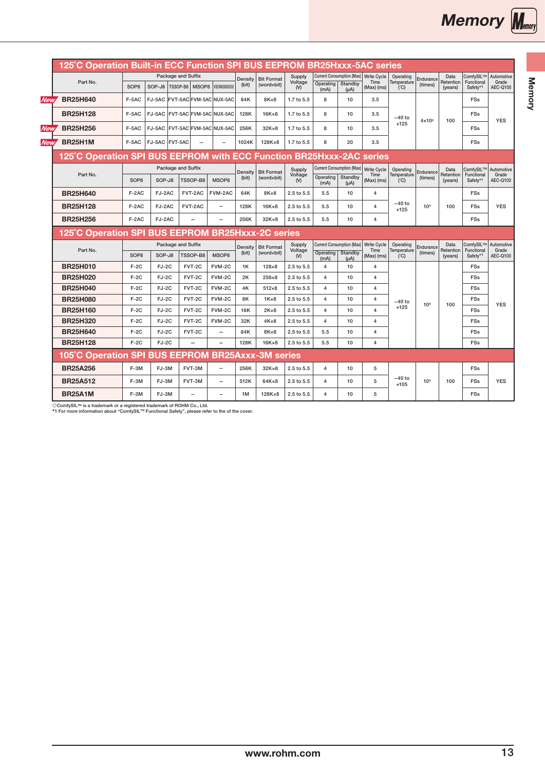## 125˚C Operation Built-in ECC Function SPI BUS EEPROM BR25Hxxx-5AC series

| Part No. | Package and Suffix | | | | | Density (bit) | Bit Format (word×bit) | Supply Voltage (V) | Current Consumption (Max) | | Write Cycle Time (Max) (ms) | Operating Temperature (˚C) | Endurance (times) | Data Retention (years) | ComfySIL™ Functional Safety*1 | Automotive Grade AEC-Q100 |
|---|---|---|---|---|---|---|---|---|---|---|---|---|---|---|---|---|
| | SOP8 | SOP-J8 | TSSOP-B8 | MSOP8 | VSON008X2030 | | | | Operating (mA) | Standby (μA) | | | | | | |
| New BR25H640 | F-5AC | FJ-5AC | FVT-5AC | FVM-5AC | NUX-5AC | 64K | 8K×8 | 1.7 to 5.5 | 8 | 10 | 3.5 | −40 to +125 | 4×10⁶ | 100 | FSs | YES |
| BR25H128 | F-5AC | FJ-5AC | FVT-5AC | FVM-5AC | NUX-5AC | 128K | 16K×8 | 1.7 to 5.5 | 8 | 10 | 3.5 | | | | FSs | |
| New BR25H256 | F-5AC | FJ-5AC | FVT-5AC | FVM-5AC | NUX-5AC | 256K | 32K×8 | 1.7 to 5.5 | 8 | 10 | 3.5 | | | | FSs | |
| New BR25H1M | F-5AC | FJ-5AC | FVT-5AC | – | – | 1024K | 128K×8 | 1.7 to 5.5 | 8 | 20 | 3.5 | | | | FSs | |

## 125˚C Operation SPI BUS EEPROM with ECC Function BR25Hxxx-2AC series

| Part No. | Package and Suffix | | | | Density (bit) | Bit Format (word×bit) | Supply Voltage (V) | Current Consumption (Max) | | Write Cycle Time (Max) (ms) | Operating Temperature (˚C) | Endurance (times) | Data Retention (years) | ComfySIL™ Functional Safety*1 | Automotive Grade AEC-Q100 |
|---|---|---|---|---|---|---|---|---|---|---|---|---|---|---|---|
| | SOP8 | SOP-J8 | TSSOP-B8 | MSOP8 | | | | Operating (mA) | Standby (μA) | | | | | | |
| BR25H640 | F-2AC | FJ-2AC | FVT-2AC | FVM-2AC | 64K | 8K×8 | 2.5 to 5.5 | 5.5 | 10 | 4 | −40 to +125 | 10⁶ | 100 | FSs | YES |
| BR25H128 | F-2AC | FJ-2AC | FVT-2AC | – | 128K | 16K×8 | 2.5 to 5.5 | 5.5 | 10 | 4 | | | | FSs | |
| BR25H256 | F-2AC | FJ-2AC | – | – | 256K | 32K×8 | 2.5 to 5.5 | 5.5 | 10 | 4 | | | | FSs | |

## 125˚C Operation SPI BUS EEPROM BR25Hxxx-2C series

| Part No. | Package and Suffix | | | | Density (bit) | Bit Format (word×bit) | Supply Voltage (V) | Current Consumption (Max) | | Write Cycle Time (Max) (ms) | Operating Temperature (˚C) | Endurance (times) | Data Retention (years) | ComfySIL™ Functional Safety*1 | Automotive Grade AEC-Q100 |
|---|---|---|---|---|---|---|---|---|---|---|---|---|---|---|---|
| | SOP8 | SOP-J8 | TSSOP-B8 | MSOP8 | | | | Operating (mA) | Standby (μA) | | | | | | |
| BR25H010 | F-2C | FJ-2C | FVT-2C | FVM-2C | 1K | 128×8 | 2.5 to 5.5 | 4 | 10 | 4 | −40 to +125 | 10⁶ | 100 | FSs | YES |
| BR25H020 | F-2C | FJ-2C | FVT-2C | FVM-2C | 2K | 256×8 | 2.5 to 5.5 | 4 | 10 | 4 | | | | FSs | |
| BR25H040 | F-2C | FJ-2C | FVT-2C | FVM-2C | 4K | 512×8 | 2.5 to 5.5 | 4 | 10 | 4 | | | | FSs | |
| BR25H080 | F-2C | FJ-2C | FVT-2C | FVM-2C | 8K | 1K×8 | 2.5 to 5.5 | 4 | 10 | 4 | | | | FSs | |
| BR25H160 | F-2C | FJ-2C | FVT-2C | FVM-2C | 16K | 2K×8 | 2.5 to 5.5 | 4 | 10 | 4 | | | | FSs | |
| BR25H320 | F-2C | FJ-2C | FVT-2C | FVM-2C | 32K | 4K×8 | 2.5 to 5.5 | 4 | 10 | 4 | | | | FSs | |
| BR25H640 | F-2C | FJ-2C | FVT-2C | – | 64K | 8K×8 | 2.5 to 5.5 | 5.5 | 10 | 4 | | | | FSs | |
| BR25H128 | F-2C | FJ-2C | – | – | 128K | 16K×8 | 2.5 to 5.5 | 5.5 | 10 | 4 | | | | FSs | |

## 105˚C Operation SPI BUS EEPROM BR25Axxx-3M series

| Part No. | SOP8 | SOP-J8 | TSSOP-B8 | MSOP8 | Density (bit) | Bit Format (word×bit) | Supply Voltage (V) | Operating (mA) | Standby (μA) | Write Cycle Time (Max) (ms) | Operating Temperature (˚C) | Endurance (times) | Data Retention (years) | ComfySIL™ Functional Safety*1 | Automotive Grade AEC-Q100 |
|---|---|---|---|---|---|---|---|---|---|---|---|---|---|---|---|
| BR25A256 | F-3M | FJ-3M | FVT-3M | – | 256K | 32K×8 | 2.5 to 5.5 | 4 | 10 | 5 | −40 to +105 | 10⁶ | 100 | FSs | YES |
| BR25A512 | F-3M | FJ-3M | FVT-3M | – | 512K | 64K×8 | 2.5 to 5.5 | 4 | 10 | 5 | | | | FSs | |
| BR25A1M | F-3M | FJ-3M | – | – | 1M | 128K×8 | 2.5 to 5.5 | 4 | 10 | 5 | | | | FSs | |

◎ComfySIL™ is a trademark or a registered trademark of ROHM Co., Ltd.
*1 For more information about "ComfySIL™ Functional Safety", please refer to the of the cover.